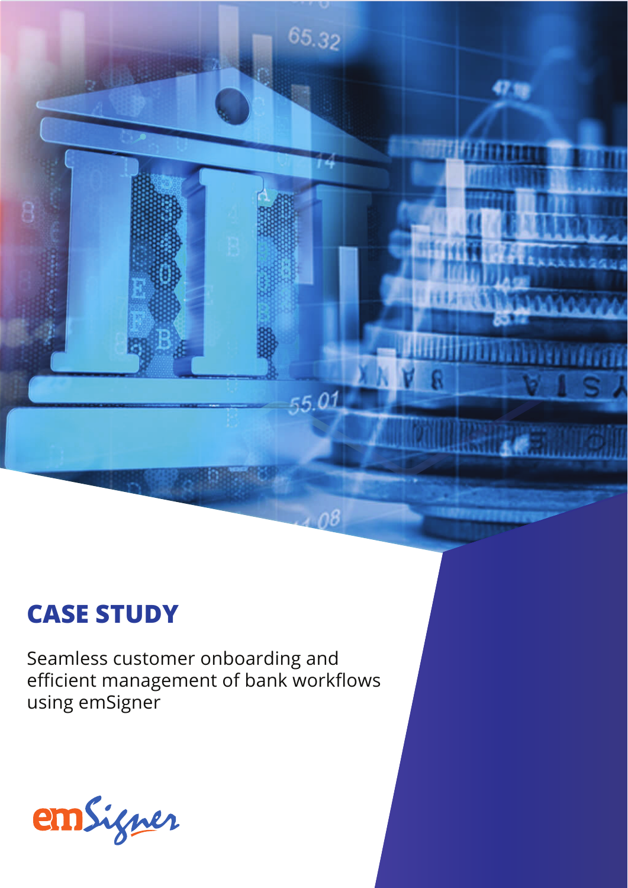# CASE STUDY

Seamless customer onboarding and efficient management of bank workflows using emSigner

emSigner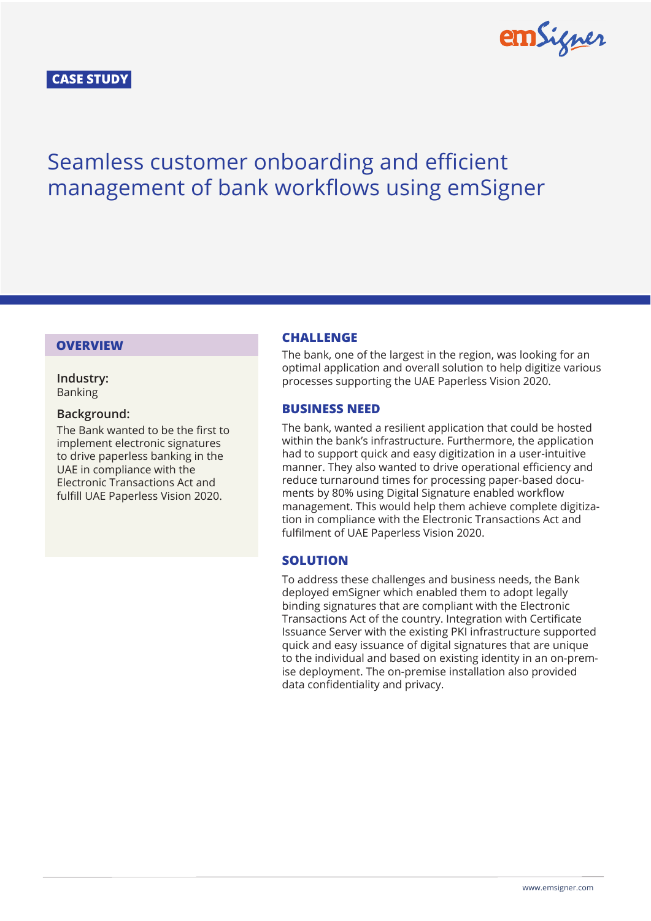CASE STUDY

# Seamless customer onboarding and efficient management of bank workflows using emSigner

## OVERVIEW

**Industry:**
Banking

**Background:**
The Bank wanted to be the first to implement electronic signatures to drive paperless banking in the UAE in compliance with the Electronic Transactions Act and fulfill UAE Paperless Vision 2020.

## CHALLENGE

The bank, one of the largest in the region, was looking for an optimal application and overall solution to help digitize various processes supporting the UAE Paperless Vision 2020.

## BUSINESS NEED

The bank, wanted a resilient application that could be hosted within the bank's infrastructure. Furthermore, the application had to support quick and easy digitization in a user-intuitive manner. They also wanted to drive operational efficiency and reduce turnaround times for processing paper-based documents by 80% using Digital Signature enabled workflow management. This would help them achieve complete digitization in compliance with the Electronic Transactions Act and fulfilment of UAE Paperless Vision 2020.

## SOLUTION

To address these challenges and business needs, the Bank deployed emSigner which enabled them to adopt legally binding signatures that are compliant with the Electronic Transactions Act of the country. Integration with Certificate Issuance Server with the existing PKI infrastructure supported quick and easy issuance of digital signatures that are unique to the individual and based on existing identity in an on-premise deployment. The on-premise installation also provided data confidentiality and privacy.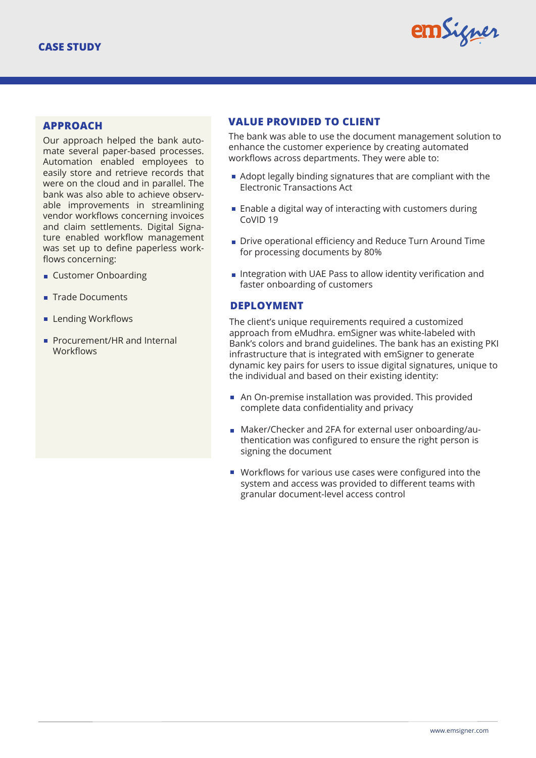## APPROACH

Our approach helped the bank automate several paper-based processes. Automation enabled employees to easily store and retrieve records that were on the cloud and in parallel. The bank was also able to achieve observable improvements in streamlining vendor workflows concerning invoices and claim settlements. Digital Signature enabled workflow management was set up to define paperless workflows concerning:

- Customer Onboarding
- Trade Documents
- Lending Workflows
- Procurement/HR and Internal Workflows

## VALUE PROVIDED TO CLIENT

The bank was able to use the document management solution to enhance the customer experience by creating automated workflows across departments. They were able to:

- Adopt legally binding signatures that are compliant with the Electronic Transactions Act
- Enable a digital way of interacting with customers during CoVID 19
- Drive operational efficiency and Reduce Turn Around Time for processing documents by 80%
- Integration with UAE Pass to allow identity verification and faster onboarding of customers

## DEPLOYMENT

The client's unique requirements required a customized approach from eMudhra. emSigner was white-labeled with Bank's colors and brand guidelines. The bank has an existing PKI infrastructure that is integrated with emSigner to generate dynamic key pairs for users to issue digital signatures, unique to the individual and based on their existing identity:

- An On-premise installation was provided. This provided complete data confidentiality and privacy
- Maker/Checker and 2FA for external user onboarding/authentication was configured to ensure the right person is signing the document
- Workflows for various use cases were configured into the system and access was provided to different teams with granular document-level access control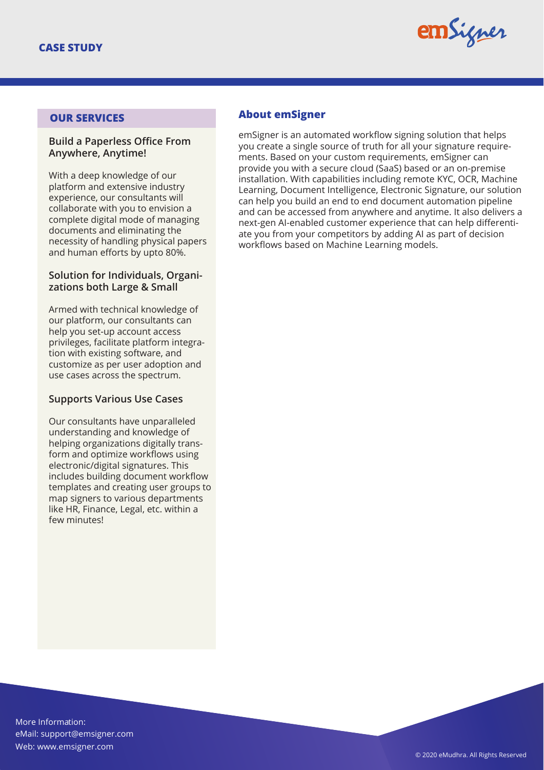## OUR SERVICES

### Build a Paperless Office From Anywhere, Anytime!

With a deep knowledge of our platform and extensive industry experience, our consultants will collaborate with you to envision a complete digital mode of managing documents and eliminating the necessity of handling physical papers and human efforts by upto 80%.

### Solution for Individuals, Organizations both Large & Small

Armed with technical knowledge of our platform, our consultants can help you set-up account access privileges, facilitate platform integration with existing software, and customize as per user adoption and use cases across the spectrum.

### Supports Various Use Cases

Our consultants have unparalleled understanding and knowledge of helping organizations digitally transform and optimize workflows using electronic/digital signatures. This includes building document workflow templates and creating user groups to map signers to various departments like HR, Finance, Legal, etc. within a few minutes!

## About emSigner

emSigner is an automated workflow signing solution that helps you create a single source of truth for all your signature requirements. Based on your custom requirements, emSigner can provide you with a secure cloud (SaaS) based or an on-premise installation. With capabilities including remote KYC, OCR, Machine Learning, Document Intelligence, Electronic Signature, our solution can help you build an end to end document automation pipeline and can be accessed from anywhere and anytime. It also delivers a next-gen AI-enabled customer experience that can help differentiate you from your competitors by adding AI as part of decision workflows based on Machine Learning models.

More Information:
eMail: support@emsigner.com
Web: www.emsigner.com

© 2020 eMudhra. All Rights Reserved